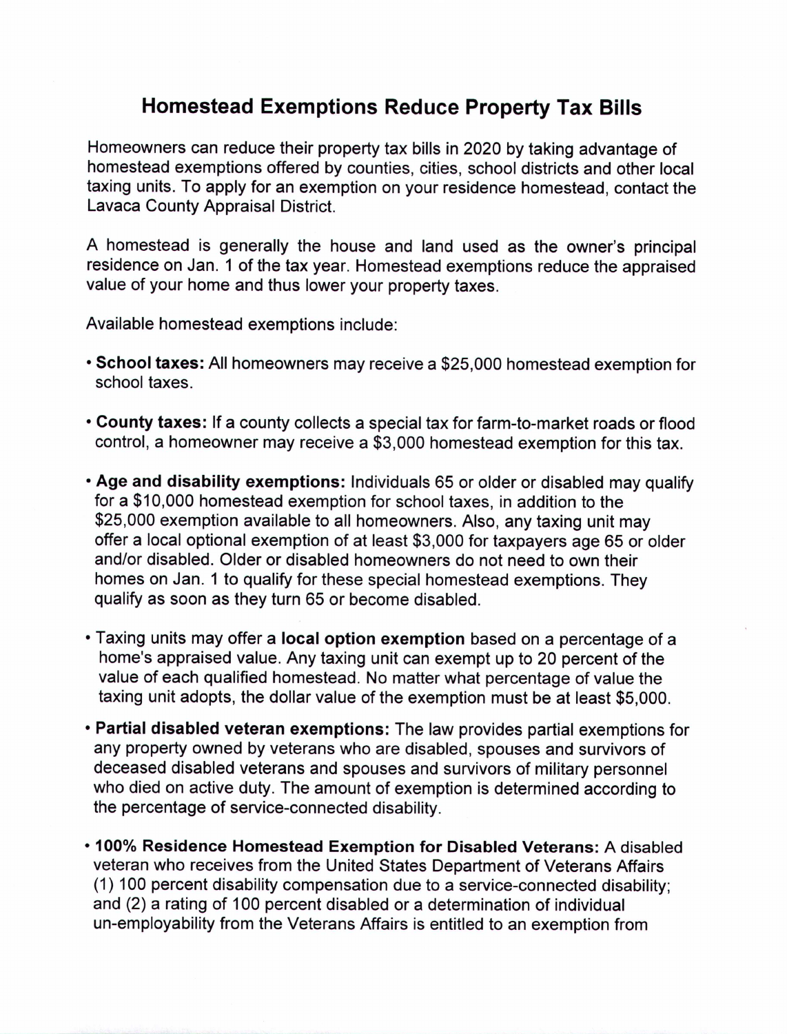# Homestead Exemptions Reduce Property Tax Bills

Homeowners can reduce their property tax bills in 2020 by taking advantage of homestead exemptions offered by counties, cities, school districts and other local taxing units. To apply for an exemption on your residence homestead, contact the Lavaca County Appraisal District.

A homestead is generally the house and land used as the owner's principal residence on Jan. 1 of the tax year. Homestead exemptions reduce the appraised value of your home and thus lower your property taxes.

Available homestead exemptions include:

- **School taxes:** All homeowners may receive a $25,000 homestead exemption for school taxes.
- **County taxes:** If a county collects a special tax for farm-to-market roads or flood control, a homeowner may receive a $3,000 homestead exemption for this tax.
- **Age and disability exemptions:** Individuals 65 or older or disabled may qualify for a $10,000 homestead exemption for school taxes, in addition to the $25,000 exemption available to all homeowners. Also, any taxing unit may offer a local optional exemption of at least $3,000 for taxpayers age 65 or older and/or disabled. Older or disabled homeowners do not need to own their homes on Jan. 1 to qualify for these special homestead exemptions. They qualify as soon as they turn 65 or become disabled.
- Taxing units may offer a **local option exemption** based on a percentage of a home's appraised value. Any taxing unit can exempt up to 20 percent of the value of each qualified homestead. No matter what percentage of value the taxing unit adopts, the dollar value of the exemption must be at least $5,000.
- **Partial disabled veteran exemptions:** The law provides partial exemptions for any property owned by veterans who are disabled, spouses and survivors of deceased disabled veterans and spouses and survivors of military personnel who died on active duty. The amount of exemption is determined according to the percentage of service-connected disability.
- **100% Residence Homestead Exemption for Disabled Veterans:** A disabled veteran who receives from the United States Department of Veterans Affairs (1) 100 percent disability compensation due to a service-connected disability; and (2) a rating of 100 percent disabled or a determination of individual un-employability from the Veterans Affairs is entitled to an exemption from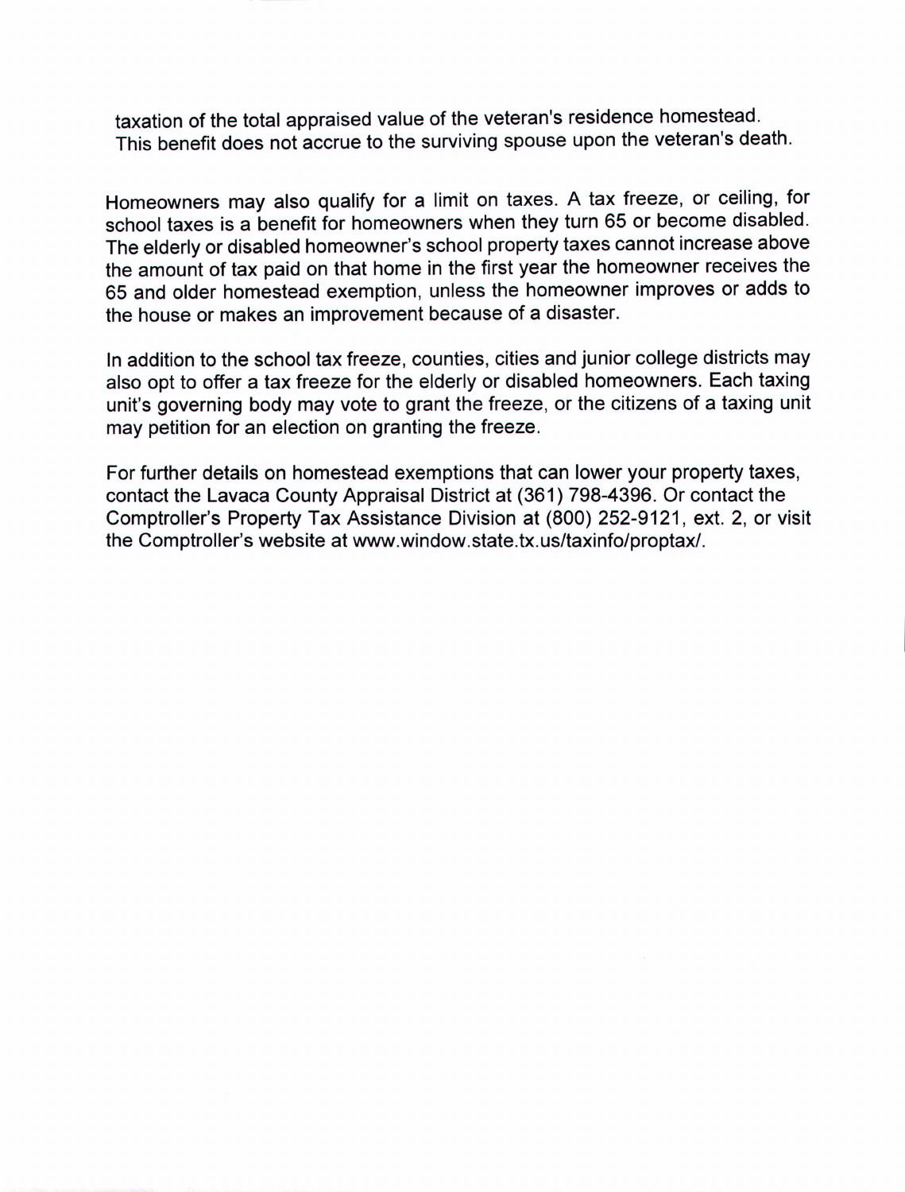taxation of the total appraised value of the veteran's residence homestead. This benefit does not accrue to the surviving spouse upon the veteran's death.

Homeowners may also qualify for a limit on taxes. A tax freeze, or ceiling, for school taxes is a benefit for homeowners when they turn 65 or become disabled. The elderly or disabled homeowner's school property taxes cannot increase above the amount of tax paid on that home in the first year the homeowner receives the 65 and older homestead exemption, unless the homeowner improves or adds to the house or makes an improvement because of a disaster.

In addition to the school tax freeze, counties, cities and junior college districts may also opt to offer a tax freeze for the elderly or disabled homeowners. Each taxing unit's governing body may vote to grant the freeze, or the citizens of a taxing unit may petition for an election on granting the freeze.

For further details on homestead exemptions that can lower your property taxes, contact the Lavaca County Appraisal District at (361) 798-4396. Or contact the Comptroller's Property Tax Assistance Division at (800) 252-9121, ext. 2, or visit the Comptroller's website at www.window.state.tx.us/taxinfo/proptax/.